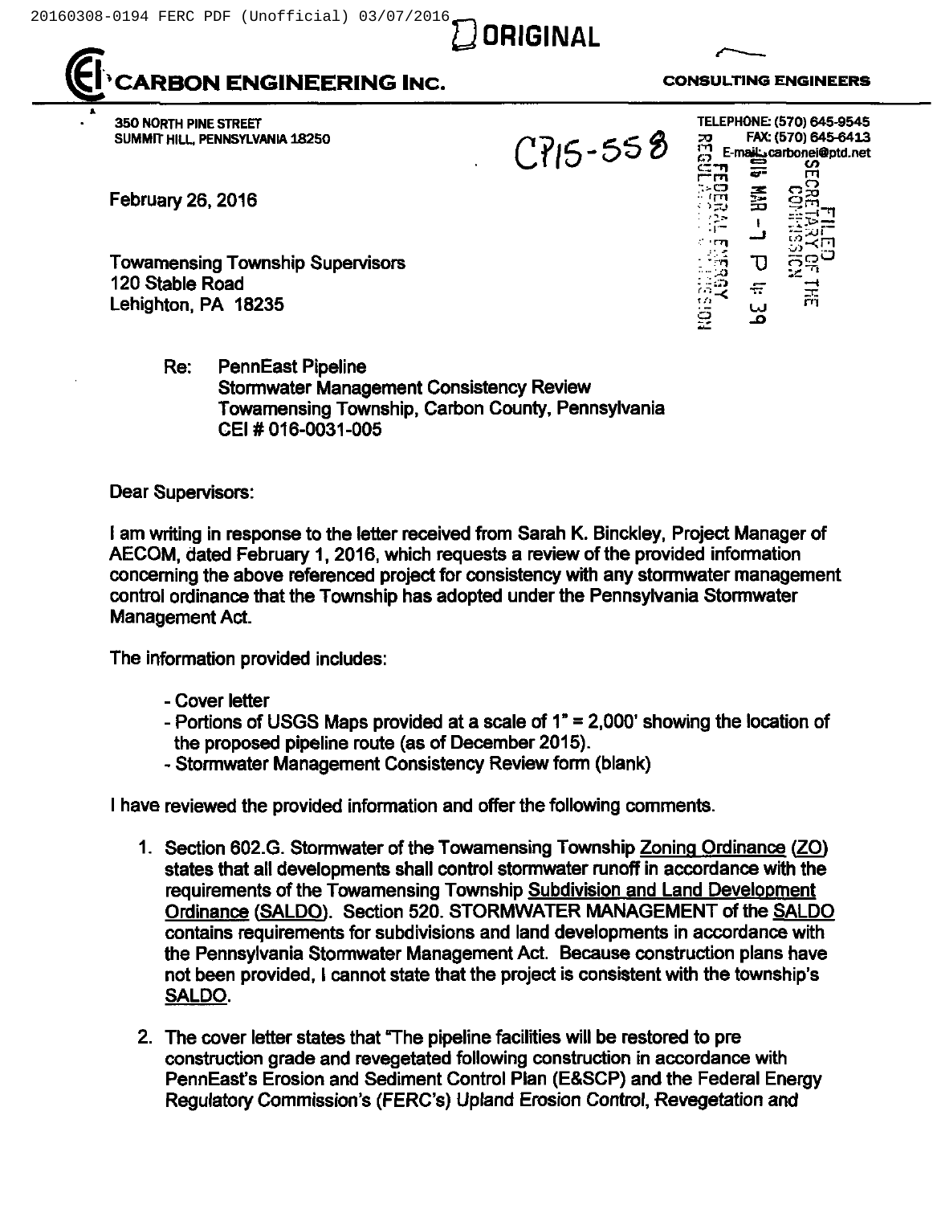ORIGINAL

# CARBON ENGINEERING INC.

**CONSULTING ENGINEERS**

350 NORTH PINE STREET
SUMMIT HILL, PENNSYLVANIA 18250

CP15-558

TELEPHONE: (570) 645-9545
FAX: (570) 645-6413
E-mail: carbonei@ptd.net

FILED
SECRETARY OF THE COMMISSION
2016 MAR -7 P 4: 39
FEDERAL ENERGY REGULATORY COMMISSION

February 26, 2016

Towamensing Township Supervisors
120 Stable Road
Lehighton, PA 18235

Re: PennEast Pipeline
Stormwater Management Consistency Review
Towamensing Township, Carbon County, Pennsylvania
CEI # 016-0031-005

Dear Supervisors:

I am writing in response to the letter received from Sarah K. Binckley, Project Manager of AECOM, dated February 1, 2016, which requests a review of the provided information concerning the above referenced project for consistency with any stormwater management control ordinance that the Township has adopted under the Pennsylvania Stormwater Management Act.

The information provided includes:

- Cover letter
- Portions of USGS Maps provided at a scale of 1" = 2,000' showing the location of the proposed pipeline route (as of December 2015).
- Stormwater Management Consistency Review form (blank)

I have reviewed the provided information and offer the following comments.

1. Section 602.G. Stormwater of the Towamensing Township Zoning Ordinance (ZO) states that all developments shall control stormwater runoff in accordance with the requirements of the Towamensing Township Subdivision and Land Development Ordinance (SALDO). Section 520. STORMWATER MANAGEMENT of the SALDO contains requirements for subdivisions and land developments in accordance with the Pennsylvania Stormwater Management Act. Because construction plans have not been provided, I cannot state that the project is consistent with the township's SALDO.

2. The cover letter states that "The pipeline facilities will be restored to pre construction grade and revegetated following construction in accordance with PennEast's Erosion and Sediment Control Plan (E&SCP) and the Federal Energy Regulatory Commission's (FERC's) Upland Erosion Control, Revegetation and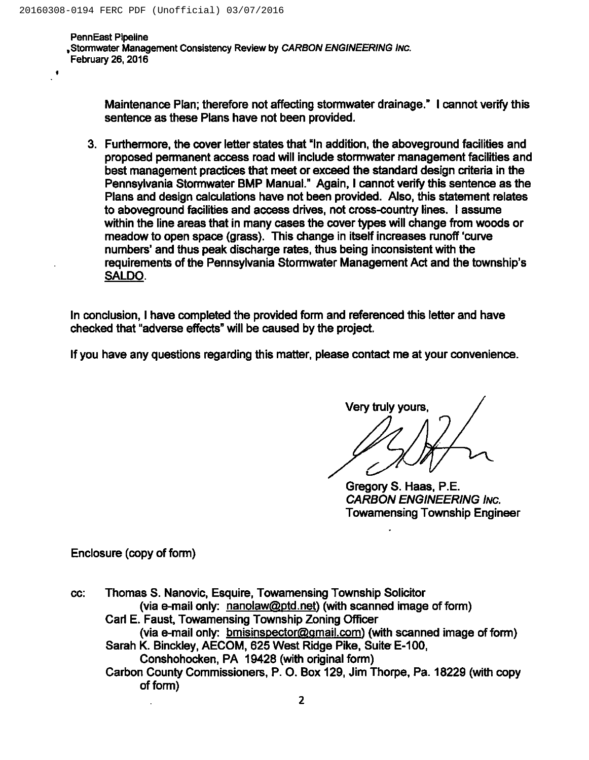Maintenance Plan; therefore not affecting stormwater drainage." I cannot verify this sentence as these Plans have not been provided.

3. Furthermore, the cover letter states that "In addition, the aboveground facilities and proposed permanent access road will include stormwater management facilities and best management practices that meet or exceed the standard design criteria in the Pennsylvania Stormwater BMP Manual." Again, I cannot verify this sentence as the Plans and design calculations have not been provided. Also, this statement relates to aboveground facilities and access drives, not cross-country lines. I assume within the line areas that in many cases the cover types will change from woods or meadow to open space (grass). This change in itself increases runoff 'curve numbers' and thus peak discharge rates, thus being inconsistent with the requirements of the Pennsylvania Stormwater Management Act and the township's SALDO.

In conclusion, I have completed the provided form and referenced this letter and have checked that "adverse effects" will be caused by the project.

If you have any questions regarding this matter, please contact me at your convenience.

Very truly yours,

Gregory S. Haas, P.E.
*CARBON ENGINEERING INC.*
Towamensing Township Engineer

Enclosure (copy of form)

cc: Thomas S. Nanovic, Esquire, Towamensing Township Solicitor
(via e-mail only: nanolaw@ptd.net) (with scanned image of form)
Carl E. Faust, Towamensing Township Zoning Officer
(via e-mail only: bmisinspector@gmail.com) (with scanned image of form)
Sarah K. Binckley, AECOM, 625 West Ridge Pike, Suite E-100,
Conshohocken, PA 19428 (with original form)
Carbon County Commissioners, P. O. Box 129, Jim Thorpe, Pa. 18229 (with copy of form)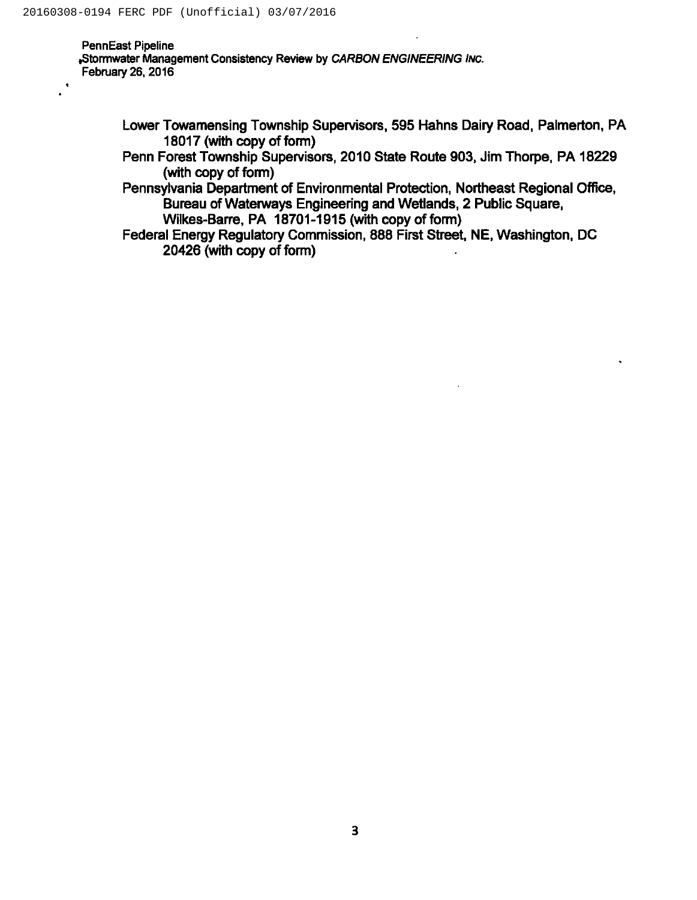Lower Towamensing Township Supervisors, 595 Hahns Dairy Road, Palmerton, PA 18017 (with copy of form)

Penn Forest Township Supervisors, 2010 State Route 903, Jim Thorpe, PA 18229 (with copy of form)

Pennsylvania Department of Environmental Protection, Northeast Regional Office, Bureau of Waterways Engineering and Wetlands, 2 Public Square, Wilkes-Barre, PA 18701-1915 (with copy of form)

Federal Energy Regulatory Commission, 888 First Street, NE, Washington, DC 20426 (with copy of form)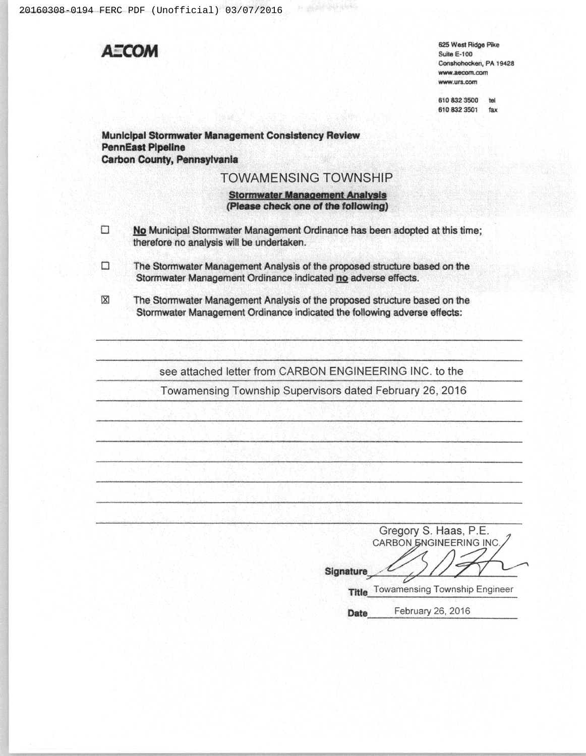**AECOM**

625 West Ridge Pike
Suite E-100
Conshohocken, PA 19428
www.aecom.com
www.urs.com

610 832 3500 tel
610 832 3501 fax

**Municipal Stormwater Management Consistency Review**
**PennEast Pipeline**
**Carbon County, Pennsylvania**

TOWAMENSING TOWNSHIP

**Stormwater Management Analysis**
**(Please check one of the following)**

☐ **No** Municipal Stormwater Management Ordinance has been adopted at this time; therefore no analysis will be undertaken.

☐ The Stormwater Management Analysis of the proposed structure based on the Stormwater Management Ordinance indicated **no** adverse effects.

☒ The Stormwater Management Analysis of the proposed structure based on the Stormwater Management Ordinance indicated the following adverse effects:

see attached letter from CARBON ENGINEERING INC. to the Towamensing Township Supervisors dated February 26, 2016

Gregory S. Haas, P.E.
CARBON ENGINEERING INC.

**Signature** [signature]

**Title** Towamensing Township Engineer

**Date** February 26, 2016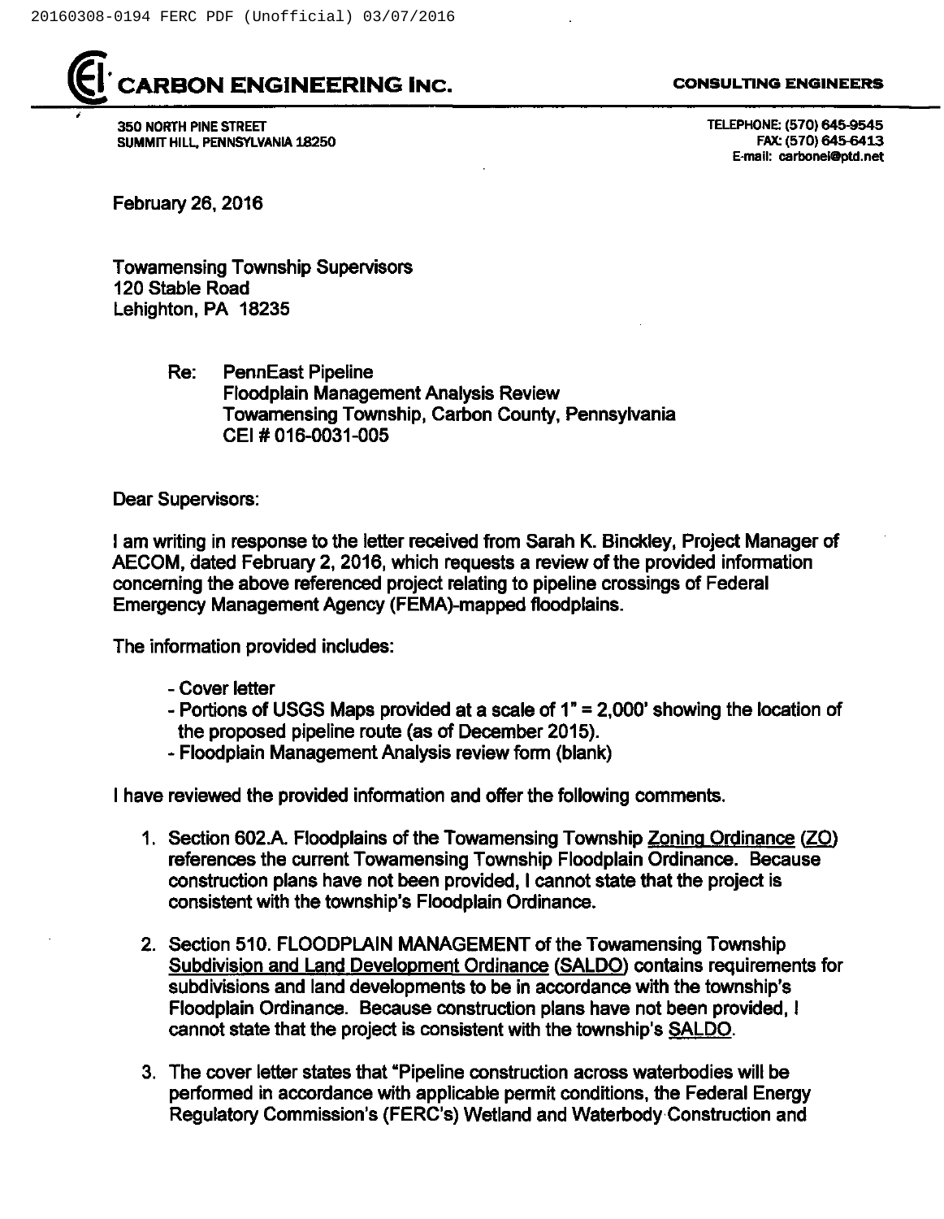**CARBON ENGINEERING INC.** CONSULTING ENGINEERS

350 NORTH PINE STREET
SUMMIT HILL, PENNSYLVANIA 18250

TELEPHONE: (570) 645-9545
FAX: (570) 645-6413
E-mail: carbonei@ptd.net

February 26, 2016

Towamensing Township Supervisors
120 Stable Road
Lehighton, PA 18235

Re: PennEast Pipeline
Floodplain Management Analysis Review
Towamensing Township, Carbon County, Pennsylvania
CEI # 016-0031-005

Dear Supervisors:

I am writing in response to the letter received from Sarah K. Binckley, Project Manager of AECOM, dated February 2, 2016, which requests a review of the provided information concerning the above referenced project relating to pipeline crossings of Federal Emergency Management Agency (FEMA)-mapped floodplains.

The information provided includes:

- Cover letter
- Portions of USGS Maps provided at a scale of 1" = 2,000' showing the location of the proposed pipeline route (as of December 2015).
- Floodplain Management Analysis review form (blank)

I have reviewed the provided information and offer the following comments.

1. Section 602.A. Floodplains of the Towamensing Township Zoning Ordinance (ZO) references the current Towamensing Township Floodplain Ordinance. Because construction plans have not been provided, I cannot state that the project is consistent with the township's Floodplain Ordinance.

2. Section 510. FLOODPLAIN MANAGEMENT of the Towamensing Township Subdivision and Land Development Ordinance (SALDO) contains requirements for subdivisions and land developments to be in accordance with the township's Floodplain Ordinance. Because construction plans have not been provided, I cannot state that the project is consistent with the township's SALDO.

3. The cover letter states that "Pipeline construction across waterbodies will be performed in accordance with applicable permit conditions, the Federal Energy Regulatory Commission's (FERC's) Wetland and Waterbody Construction and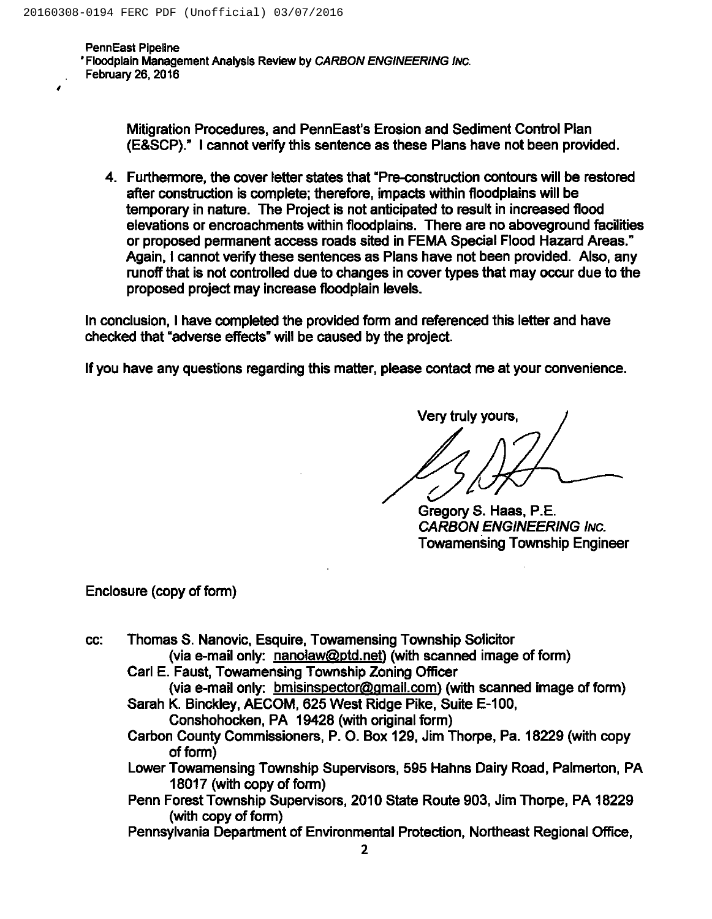Mitigation Procedures, and PennEast's Erosion and Sediment Control Plan (E&SCP)." I cannot verify this sentence as these Plans have not been provided.

4. Furthermore, the cover letter states that "Pre-construction contours will be restored after construction is complete; therefore, impacts within floodplains will be temporary in nature. The Project is not anticipated to result in increased flood elevations or encroachments within floodplains. There are no aboveground facilities or proposed permanent access roads sited in FEMA Special Flood Hazard Areas." Again, I cannot verify these sentences as Plans have not been provided. Also, any runoff that is not controlled due to changes in cover types that may occur due to the proposed project may increase floodplain levels.

In conclusion, I have completed the provided form and referenced this letter and have checked that "adverse effects" will be caused by the project.

If you have any questions regarding this matter, please contact me at your convenience.

Very truly yours,

Gregory S. Haas, P.E.
*CARBON ENGINEERING INC.*
Towamensing Township Engineer

Enclosure (copy of form)

cc: Thomas S. Nanovic, Esquire, Towamensing Township Solicitor
(via e-mail only: nanolaw@ptd.net) (with scanned image of form)
Carl E. Faust, Towamensing Township Zoning Officer
(via e-mail only: bmisinspector@gmail.com) (with scanned image of form)
Sarah K. Binckley, AECOM, 625 West Ridge Pike, Suite E-100, Conshohocken, PA 19428 (with original form)
Carbon County Commissioners, P. O. Box 129, Jim Thorpe, Pa. 18229 (with copy of form)
Lower Towamensing Township Supervisors, 595 Hahns Dairy Road, Palmerton, PA 18017 (with copy of form)
Penn Forest Township Supervisors, 2010 State Route 903, Jim Thorpe, PA 18229 (with copy of form)
Pennsylvania Department of Environmental Protection, Northeast Regional Office,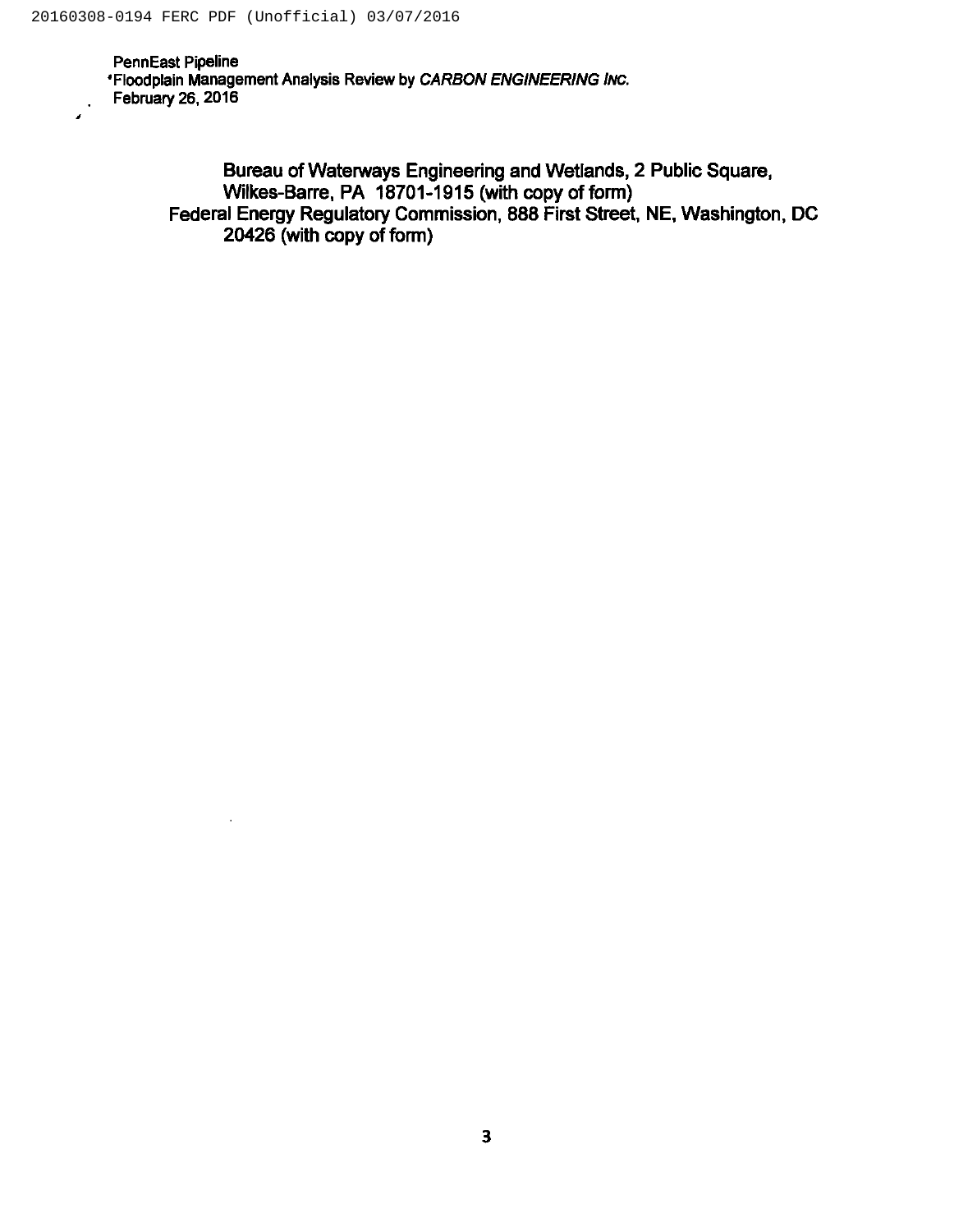PennEast Pipeline
Floodplain Management Analysis Review by *CARBON ENGINEERING INC.*
February 26, 2016

Bureau of Waterways Engineering and Wetlands, 2 Public Square, Wilkes-Barre, PA 18701-1915 (with copy of form)
Federal Energy Regulatory Commission, 888 First Street, NE, Washington, DC 20426 (with copy of form)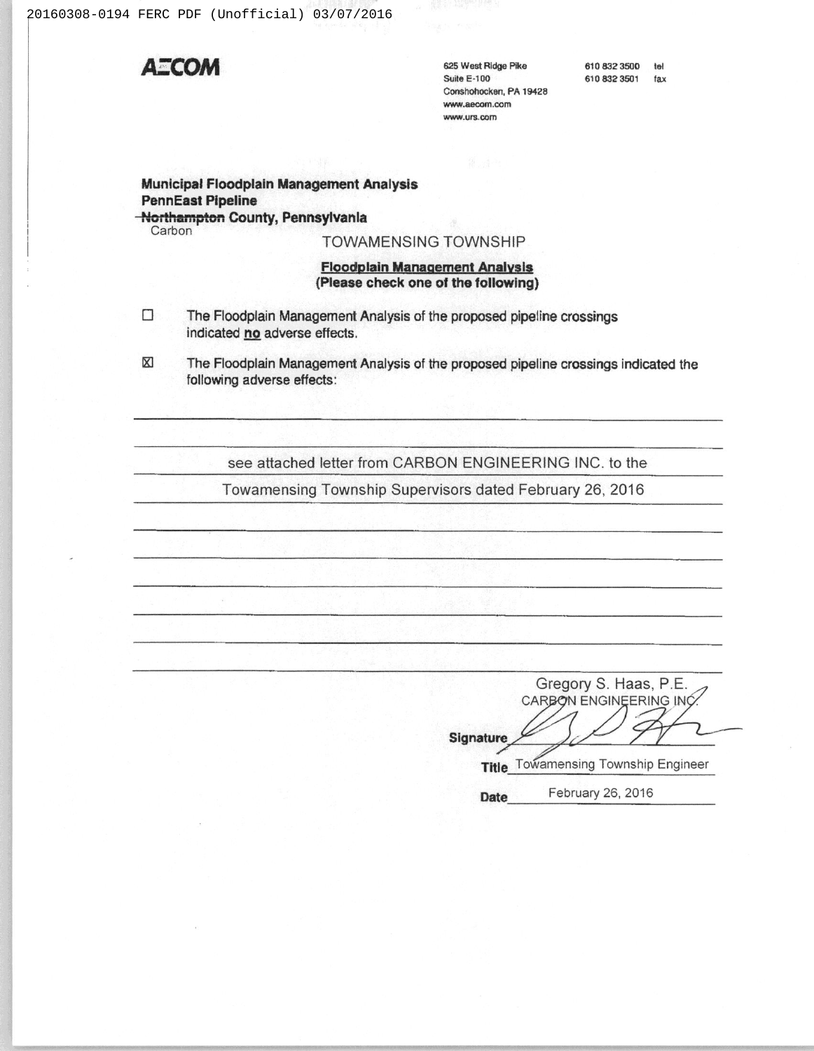**AECOM**

625 West Ridge Pike
Suite E-100
Conshohocken, PA 19428
www.aecom.com
www.urs.com

610 832 3500 tel
610 832 3501 fax

**Municipal Floodplain Management Analysis**
**PennEast Pipeline**
~~**Northampton**~~ Carbon **County, Pennsylvania**

TOWAMENSING TOWNSHIP

**Floodplain Management Analysis**
**(Please check one of the following)**

☐ The Floodplain Management Analysis of the proposed pipeline crossings indicated **no** adverse effects.

☒ The Floodplain Management Analysis of the proposed pipeline crossings indicated the following adverse effects:

see attached letter from CARBON ENGINEERING INC. to the Towamensing Township Supervisors dated February 26, 2016

Gregory S. Haas, P.E.
CARBON ENGINEERING INC.

**Signature** [signature]

**Title** Towamensing Township Engineer

**Date** February 26, 2016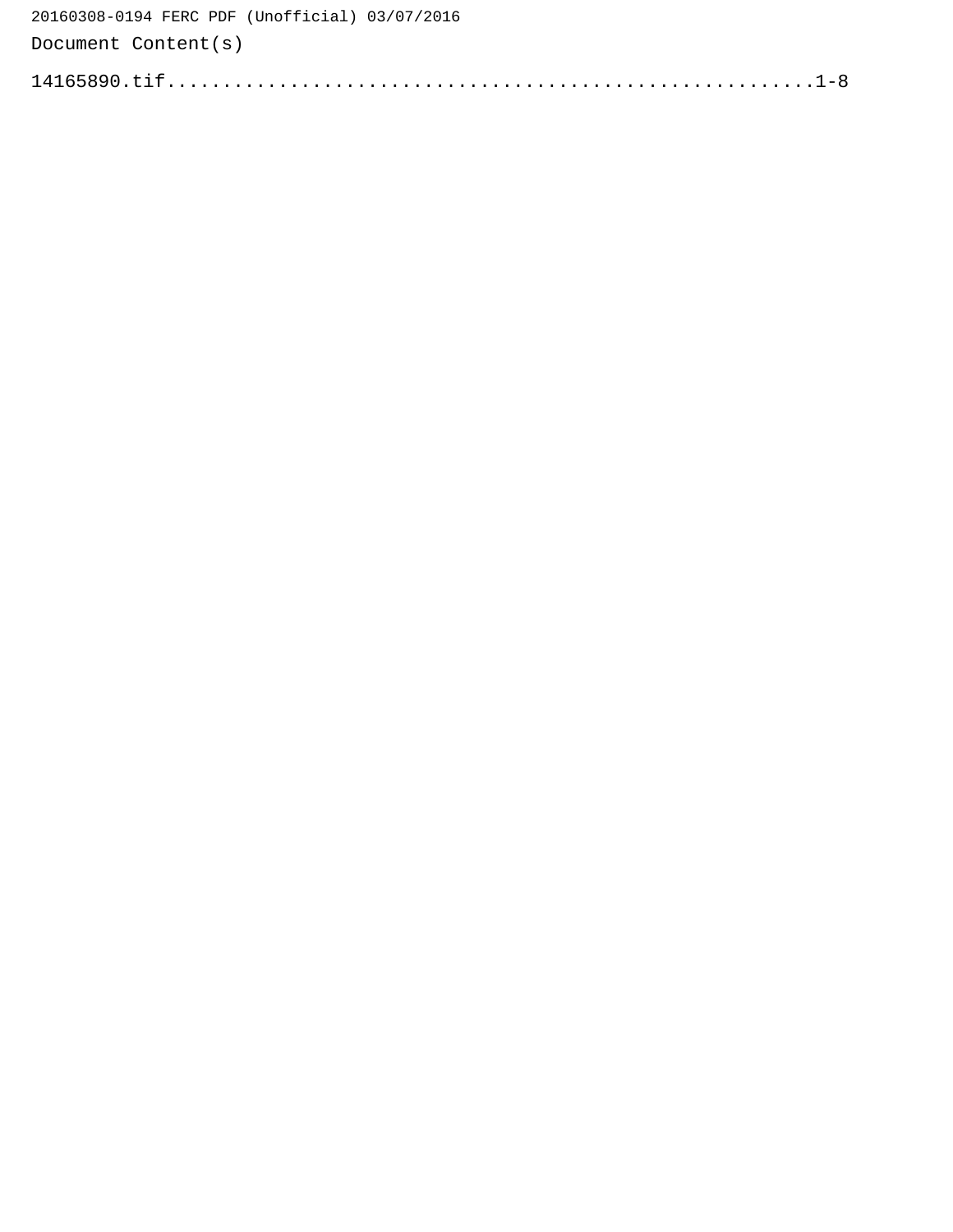Document Content(s)

14165890.tif......................................................1-8